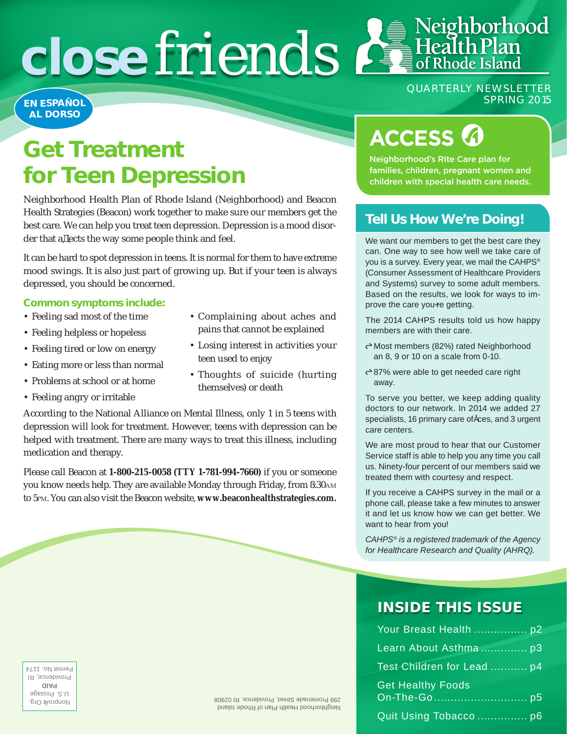# close friends

Neighborhood Health Plan of Rhode Island

QUARTERLY NEWSLETTER
SPRING 2015

EN ESPAÑOL AL DORSO

## Get Treatment for Teen Depression

Neighborhood Health Plan of Rhode Island (Neighborhood) and Beacon Health Strategies (Beacon) work together to make sure our members get the best care. We can help you treat teen depression. Depression is a mood disorder that affects the way some people think and feel.

It can be hard to spot depression in teens. It is normal for them to have extreme mood swings. It is also just part of growing up. But if your teen is always depressed, you should be concerned.

### Common symptoms include:

- Feeling sad most of the time
- Feeling helpless or hopeless
- Feeling tired or low on energy
- Eating more or less than normal
- Problems at school or at home
- Feeling angry or irritable
- Complaining about aches and pains that cannot be explained
- Losing interest in activities your teen used to enjoy
- Thoughts of suicide (hurting themselves) or death

According to the National Alliance on Mental Illness, only 1 in 5 teens with depression will look for treatment. However, teens with depression can be helped with treatment. There are many ways to treat this illness, including medication and therapy.

Please call Beacon at **1-800-215-0058 (TTY 1-781-994-7660)** if you or someone you know needs help. They are available Monday through Friday, from 8:30AM to 5PM. You can also visit the Beacon website, **www.beaconhealthstrategies.com.**

## ACCESS

Neighborhood's RIte Care plan for families, children, pregnant women and children with special health care needs.

## Tell Us How We're Doing!

We want our members to get the best care they can. One way to see how well we take care of you is a survey. Every year, we mail the CAHPS® (Consumer Assessment of Healthcare Providers and Systems) survey to some adult members. Based on the results, we look for ways to improve the care you're getting.

The 2014 CAHPS results told us how happy members are with their care.

- Most members (82%) rated Neighborhood an 8, 9 or 10 on a scale from 0-10.
- 87% were able to get needed care right away.

To serve you better, we keep adding quality doctors to our network. In 2014 we added 27 specialists, 16 primary care offices, and 3 urgent care centers.

We are most proud to hear that our Customer Service staff is able to help you any time you call us. Ninety-four percent of our members said we treated them with courtesy and respect.

If you receive a CAHPS survey in the mail or a phone call, please take a few minutes to answer it and let us know how we can get better. We want to hear from you!

*CAHPS® is a registered trademark of the Agency for Healthcare Research and Quality (AHRQ).*

## INSIDE THIS ISSUE

- Your Breast Health ................ p2
- Learn About Asthma .............. p3
- Test Children for Lead ........... p4
- Get Healthy Foods On-The-Go ............................ p5
- Quit Using Tobacco ............... p6

Neighborhood Health Plan of Rhode Island
299 Promenade Street, Providence, RI 02908

Nonprofit Org.
U.S. Postage
PAID
Providence, RI
Permit No. 1174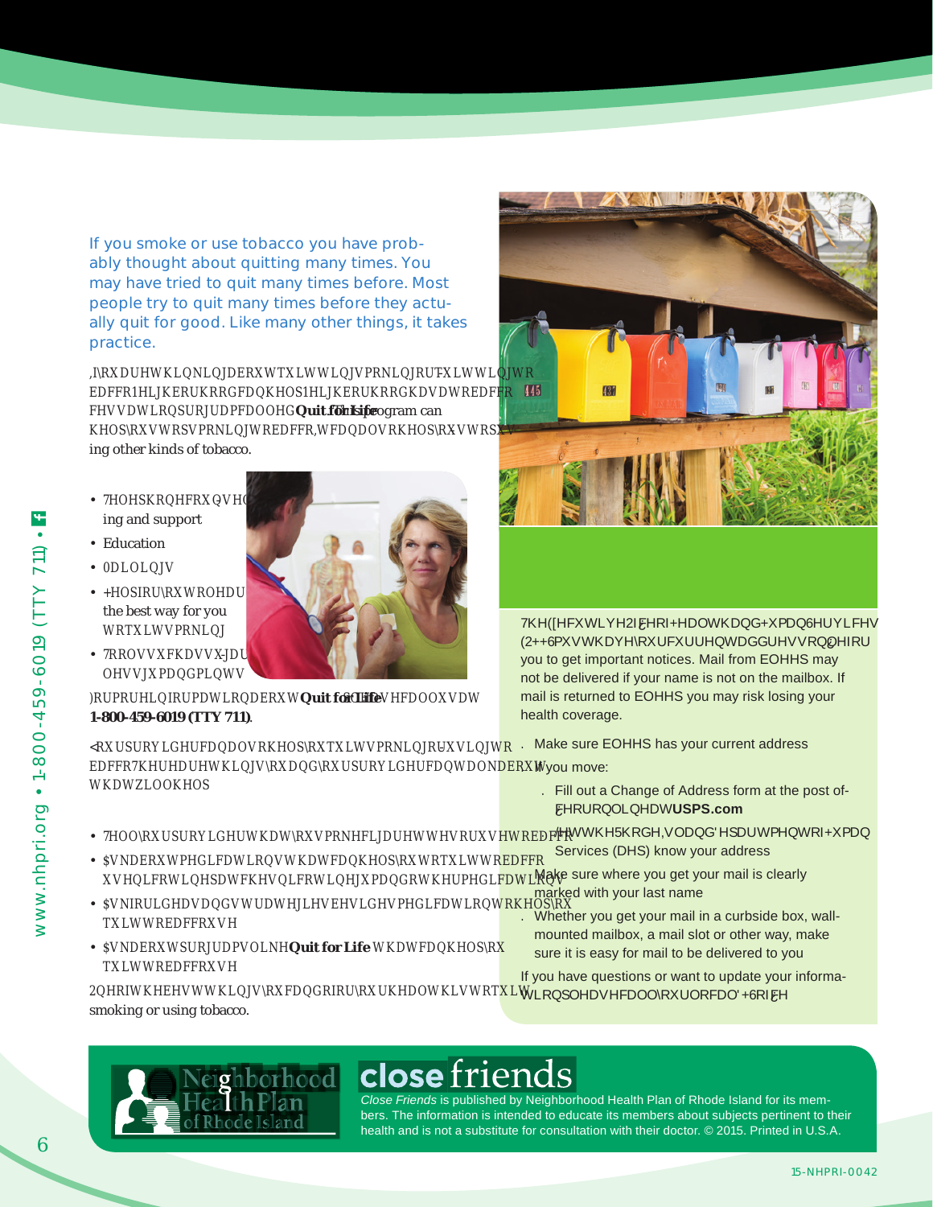If you smoke or use tobacco you have probably thought about quitting many times. You may have tried to quit many times before. Most people try to quit many times before they actually quit for good. Like many other things, it takes practice.

If you are thinking about quitting smoking or quitting tobacco, Neighborhood can help. Neighborhood has a tobacco cessation program called **Quit for Life**. This program can help you to stop smoking tobacco. It can also help you to stop using other kinds of tobacco.

- Telephone counseling and support
- Education
- Mailings
- Help for you to learn the best way for you to quit smoking
- Tools such as sugarless gum and mints

For more information about **Quit for Life**, please call us at **1-800-459-6019 (TTY 711)**.

Your provider can also help you quit smoking or using tobacco. There are things you and your provider can talk about that will help:

- Tell your provider that you smoke cigarettes or use tobacco
- Ask about medications that can help you to quit tobacco use: nicotine patches, nicotine gum, and other medications
- Ask for ideas and strategies besides medication to help you quit tobacco use
- Ask about programs like **Quit for Life** that can help you quit tobacco use

One of the best things you can do for your health is to quit smoking or using tobacco.

The Executive Office of Health and Human Services (EOHHS) must have your current address on file for you to get important notices. Mail from EOHHS may not be delivered if your name is not on the mailbox. If mail is returned to EOHHS you may risk losing your health coverage.

- Make sure EOHHS has your current address if you move:
  - Fill out a Change of Address form at the post office or online at **USPS.com**
  - Let the Rhode Island Department of Human Services (DHS) know your address
- Make sure where you get your mail is clearly marked with your last name
- Whether you get your mail in a curbside box, wall-mounted mailbox, a mail slot or other way, make sure it is easy for mail to be delivered to you

If you have questions or want to update your information, please call your local DHS office.

Neighborhood Health Plan of Rhode Island

**close friends**

*Close Friends* is published by Neighborhood Health Plan of Rhode Island for its members. The information is intended to educate its members about subjects pertinent to their health and is not a substitute for consultation with their doctor. © 2015. Printed in U.S.A.

15-NHPRI-0042